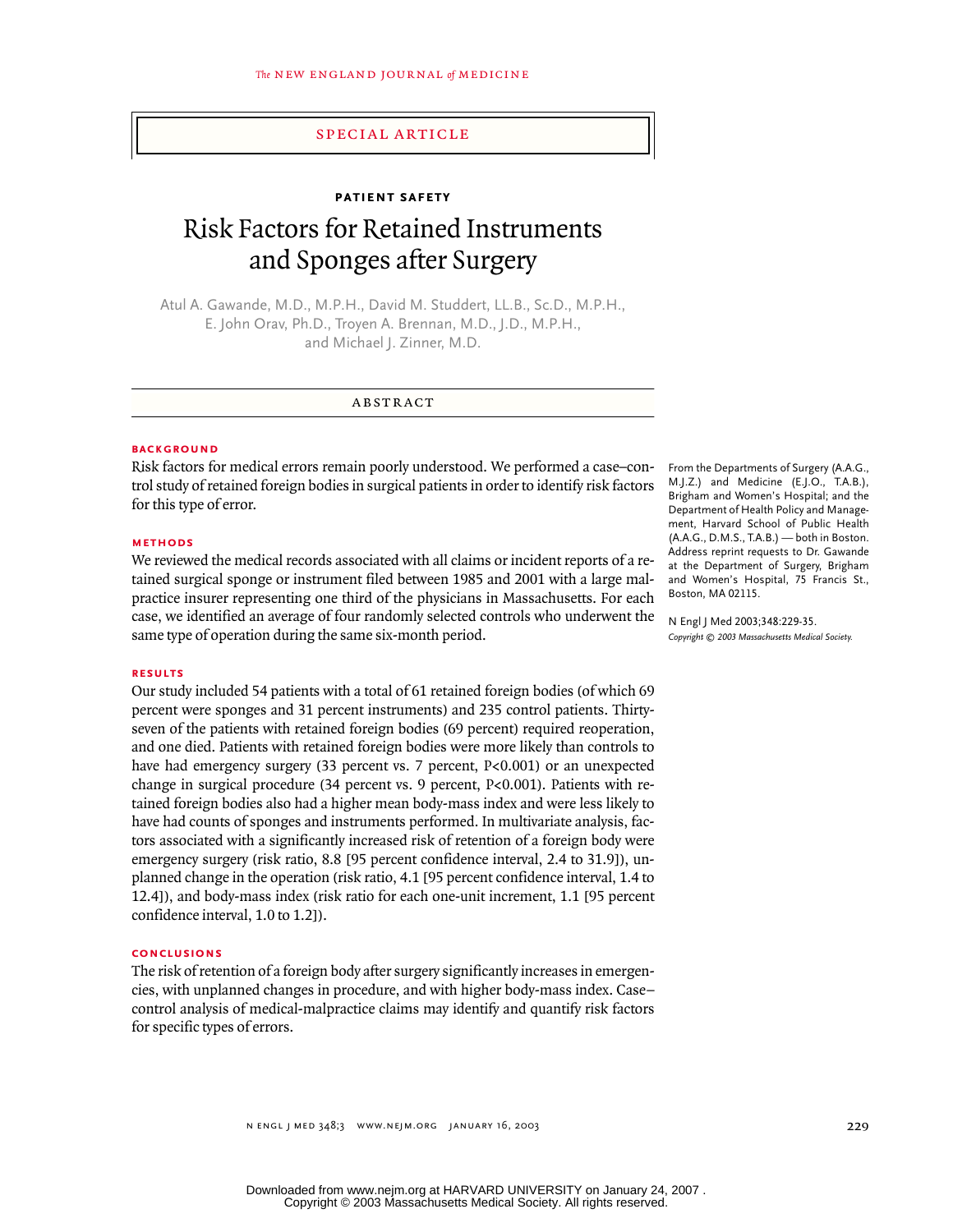SPECIAL ARTICLE

**PATIENT SAFETY**

# Risk Factors for Retained Instruments and Sponges after Surgery

Atul A. Gawande, M.D., M.P.H., David M. Studdert, LL.B., Sc.D., M.P.H., E. John Orav, Ph.D., Troyen A. Brennan, M.D., J.D., M.P.H., and Michael J. Zinner, M.D.

## ABSTRACT

### BACKGROUND

Risk factors for medical errors remain poorly understood. We performed a case–control study of retained foreign bodies in surgical patients in order to identify risk factors for this type of error.

### METHODS

We reviewed the medical records associated with all claims or incident reports of a retained surgical sponge or instrument filed between 1985 and 2001 with a large malpractice insurer representing one third of the physicians in Massachusetts. For each case, we identified an average of four randomly selected controls who underwent the same type of operation during the same six-month period.

### RESULTS

Our study included 54 patients with a total of 61 retained foreign bodies (of which 69 percent were sponges and 31 percent instruments) and 235 control patients. Thirty-seven of the patients with retained foreign bodies (69 percent) required reoperation, and one died. Patients with retained foreign bodies were more likely than controls to have had emergency surgery (33 percent vs. 7 percent, P<0.001) or an unexpected change in surgical procedure (34 percent vs. 9 percent, P<0.001). Patients with retained foreign bodies also had a higher mean body-mass index and were less likely to have had counts of sponges and instruments performed. In multivariate analysis, factors associated with a significantly increased risk of retention of a foreign body were emergency surgery (risk ratio, 8.8 [95 percent confidence interval, 2.4 to 31.9]), unplanned change in the operation (risk ratio, 4.1 [95 percent confidence interval, 1.4 to 12.4]), and body-mass index (risk ratio for each one-unit increment, 1.1 [95 percent confidence interval, 1.0 to 1.2]).

### CONCLUSIONS

The risk of retention of a foreign body after surgery significantly increases in emergencies, with unplanned changes in procedure, and with higher body-mass index. Case–control analysis of medical-malpractice claims may identify and quantify risk factors for specific types of errors.

From the Departments of Surgery (A.A.G., M.J.Z.) and Medicine (E.J.O., T.A.B.), Brigham and Women's Hospital; and the Department of Health Policy and Management, Harvard School of Public Health (A.A.G., D.M.S., T.A.B.) — both in Boston. Address reprint requests to Dr. Gawande at the Department of Surgery, Brigham and Women's Hospital, 75 Francis St., Boston, MA 02115.

N Engl J Med 2003;348:229-35.

*Copyright © 2003 Massachusetts Medical Society.*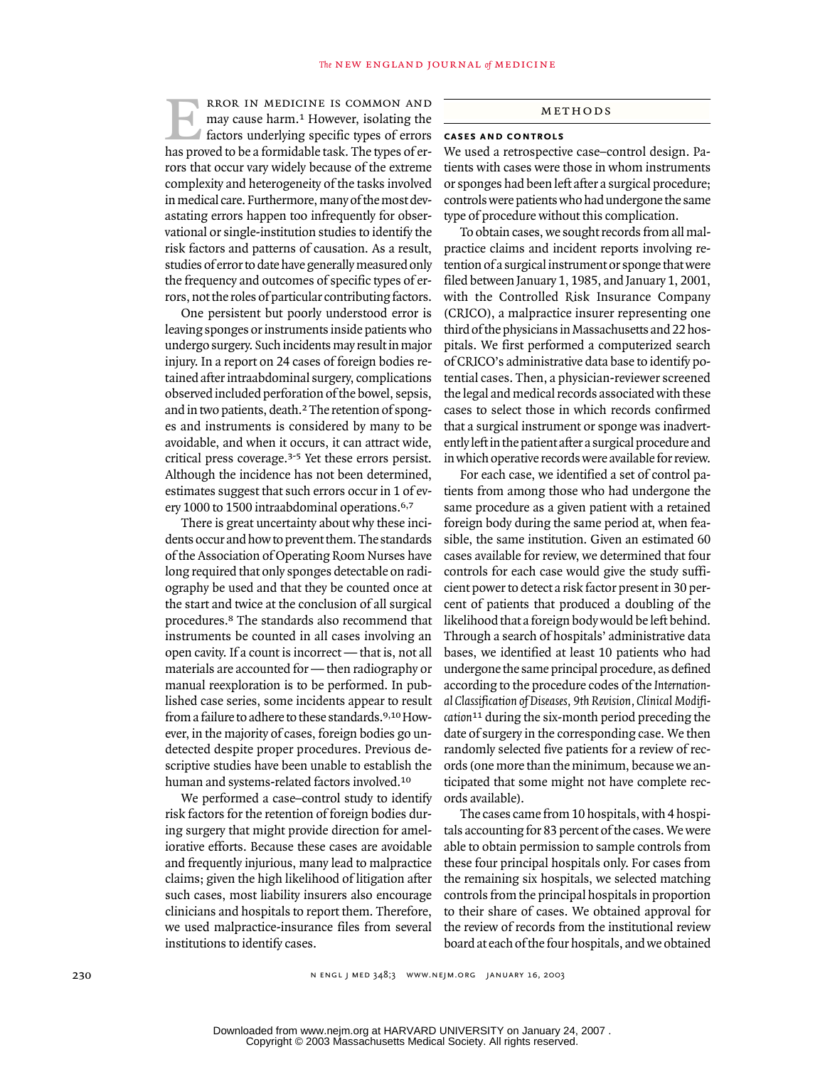Error in medicine is common and may cause harm.[1] However, isolating the factors underlying specific types of errors has proved to be a formidable task. The types of errors that occur vary widely because of the extreme complexity and heterogeneity of the tasks involved in medical care. Furthermore, many of the most devastating errors happen too infrequently for observational or single-institution studies to identify the risk factors and patterns of causation. As a result, studies of error to date have generally measured only the frequency and outcomes of specific types of errors, not the roles of particular contributing factors.

One persistent but poorly understood error is leaving sponges or instruments inside patients who undergo surgery. Such incidents may result in major injury. In a report on 24 cases of foreign bodies retained after intraabdominal surgery, complications observed included perforation of the bowel, sepsis, and in two patients, death.[2] The retention of sponges and instruments is considered by many to be avoidable, and when it occurs, it can attract wide, critical press coverage.[3-5] Yet these errors persist. Although the incidence has not been determined, estimates suggest that such errors occur in 1 of every 1000 to 1500 intraabdominal operations.[6,7]

There is great uncertainty about why these incidents occur and how to prevent them. The standards of the Association of Operating Room Nurses have long required that only sponges detectable on radiography be used and that they be counted once at the start and twice at the conclusion of all surgical procedures.[8] The standards also recommend that instruments be counted in all cases involving an open cavity. If a count is incorrect — that is, not all materials are accounted for — then radiography or manual reexploration is to be performed. In published case series, some incidents appear to result from a failure to adhere to these standards.[9,10] However, in the majority of cases, foreign bodies go undetected despite proper procedures. Previous descriptive studies have been unable to establish the human and systems-related factors involved.[10]

We performed a case–control study to identify risk factors for the retention of foreign bodies during surgery that might provide direction for ameliorative efforts. Because these cases are avoidable and frequently injurious, many lead to malpractice claims; given the high likelihood of litigation after such cases, most liability insurers also encourage clinicians and hospitals to report them. Therefore, we used malpractice-insurance files from several institutions to identify cases.

## METHODS

### CASES AND CONTROLS

We used a retrospective case–control design. Patients with cases were those in whom instruments or sponges had been left after a surgical procedure; controls were patients who had undergone the same type of procedure without this complication.

To obtain cases, we sought records from all malpractice claims and incident reports involving retention of a surgical instrument or sponge that were filed between January 1, 1985, and January 1, 2001, with the Controlled Risk Insurance Company (CRICO), a malpractice insurer representing one third of the physicians in Massachusetts and 22 hospitals. We first performed a computerized search of CRICO's administrative data base to identify potential cases. Then, a physician-reviewer screened the legal and medical records associated with these cases to select those in which records confirmed that a surgical instrument or sponge was inadvertently left in the patient after a surgical procedure and in which operative records were available for review.

For each case, we identified a set of control patients from among those who had undergone the same procedure as a given patient with a retained foreign body during the same period at, when feasible, the same institution. Given an estimated 60 cases available for review, we determined that four controls for each case would give the study sufficient power to detect a risk factor present in 30 percent of patients that produced a doubling of the likelihood that a foreign body would be left behind. Through a search of hospitals' administrative data bases, we identified at least 10 patients who had undergone the same principal procedure, as defined according to the procedure codes of the *International Classification of Diseases, 9th Revision, Clinical Modification*[11] during the six-month period preceding the date of surgery in the corresponding case. We then randomly selected five patients for a review of records (one more than the minimum, because we anticipated that some might not have complete records available).

The cases came from 10 hospitals, with 4 hospitals accounting for 83 percent of the cases. We were able to obtain permission to sample controls from these four principal hospitals only. For cases from the remaining six hospitals, we selected matching controls from the principal hospitals in proportion to their share of cases. We obtained approval for the review of records from the institutional review board at each of the four hospitals, and we obtained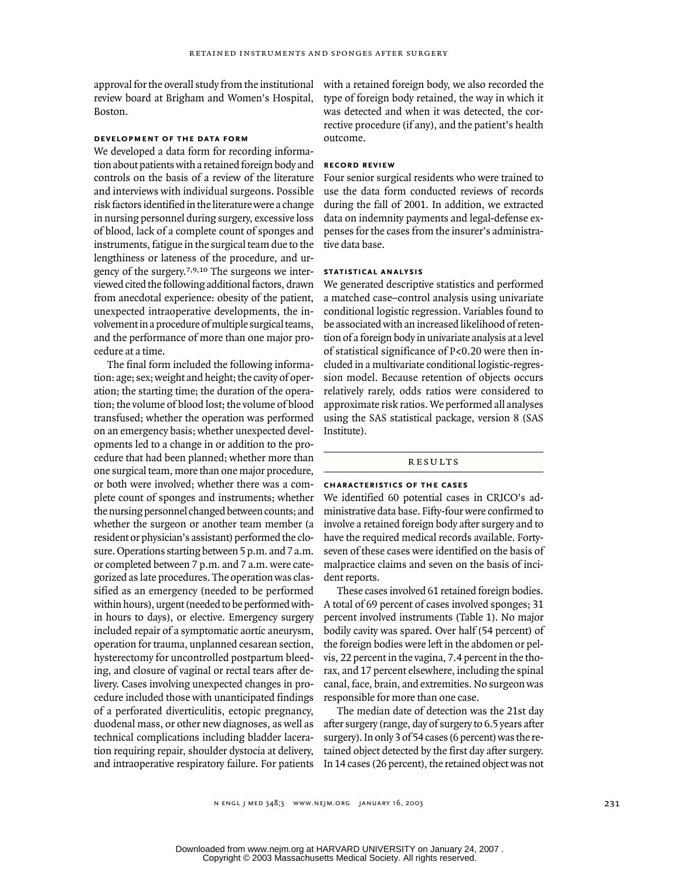approval for the overall study from the institutional review board at Brigham and Women's Hospital, Boston.

### development of the data form

We developed a data form for recording information about patients with a retained foreign body and controls on the basis of a review of the literature and interviews with individual surgeons. Possible risk factors identified in the literature were a change in nursing personnel during surgery, excessive loss of blood, lack of a complete count of sponges and instruments, fatigue in the surgical team due to the lengthiness or lateness of the procedure, and urgency of the surgery.[7,9,10] The surgeons we interviewed cited the following additional factors, drawn from anecdotal experience: obesity of the patient, unexpected intraoperative developments, the involvement in a procedure of multiple surgical teams, and the performance of more than one major procedure at a time.

The final form included the following information: age; sex; weight and height; the cavity of operation; the starting time; the duration of the operation; the volume of blood lost; the volume of blood transfused; whether the operation was performed on an emergency basis; whether unexpected developments led to a change in or addition to the procedure that had been planned; whether more than one surgical team, more than one major procedure, or both were involved; whether there was a complete count of sponges and instruments; whether the nursing personnel changed between counts; and whether the surgeon or another team member (a resident or physician's assistant) performed the closure. Operations starting between 5 p.m. and 7 a.m. or completed between 7 p.m. and 7 a.m. were categorized as late procedures. The operation was classified as an emergency (needed to be performed within hours), urgent (needed to be performed within hours to days), or elective. Emergency surgery included repair of a symptomatic aortic aneurysm, operation for trauma, unplanned cesarean section, hysterectomy for uncontrolled postpartum bleeding, and closure of vaginal or rectal tears after delivery. Cases involving unexpected changes in procedure included those with unanticipated findings of a perforated diverticulitis, ectopic pregnancy, duodenal mass, or other new diagnoses, as well as technical complications including bladder laceration requiring repair, shoulder dystocia at delivery, and intraoperative respiratory failure. For patients with a retained foreign body, we also recorded the type of foreign body retained, the way in which it was detected and when it was detected, the corrective procedure (if any), and the patient's health outcome.

### record review

Four senior surgical residents who were trained to use the data form conducted reviews of records during the fall of 2001. In addition, we extracted data on indemnity payments and legal-defense expenses for the cases from the insurer's administrative data base.

### statistical analysis

We generated descriptive statistics and performed a matched case–control analysis using univariate conditional logistic regression. Variables found to be associated with an increased likelihood of retention of a foreign body in univariate analysis at a level of statistical significance of $P<0.20$ were then included in a multivariate conditional logistic-regression model. Because retention of objects occurs relatively rarely, odds ratios were considered to approximate risk ratios. We performed all analyses using the SAS statistical package, version 8 (SAS Institute).

## results

### characteristics of the cases

We identified 60 potential cases in CRICO's administrative data base. Fifty-four were confirmed to involve a retained foreign body after surgery and to have the required medical records available. Forty-seven of these cases were identified on the basis of malpractice claims and seven on the basis of incident reports.

These cases involved 61 retained foreign bodies. A total of 69 percent of cases involved sponges; 31 percent involved instruments (Table 1). No major bodily cavity was spared. Over half (54 percent) of the foreign bodies were left in the abdomen or pelvis, 22 percent in the vagina, 7.4 percent in the thorax, and 17 percent elsewhere, including the spinal canal, face, brain, and extremities. No surgeon was responsible for more than one case.

The median date of detection was the 21st day after surgery (range, day of surgery to 6.5 years after surgery). In only 3 of 54 cases (6 percent) was the retained object detected by the first day after surgery. In 14 cases (26 percent), the retained object was not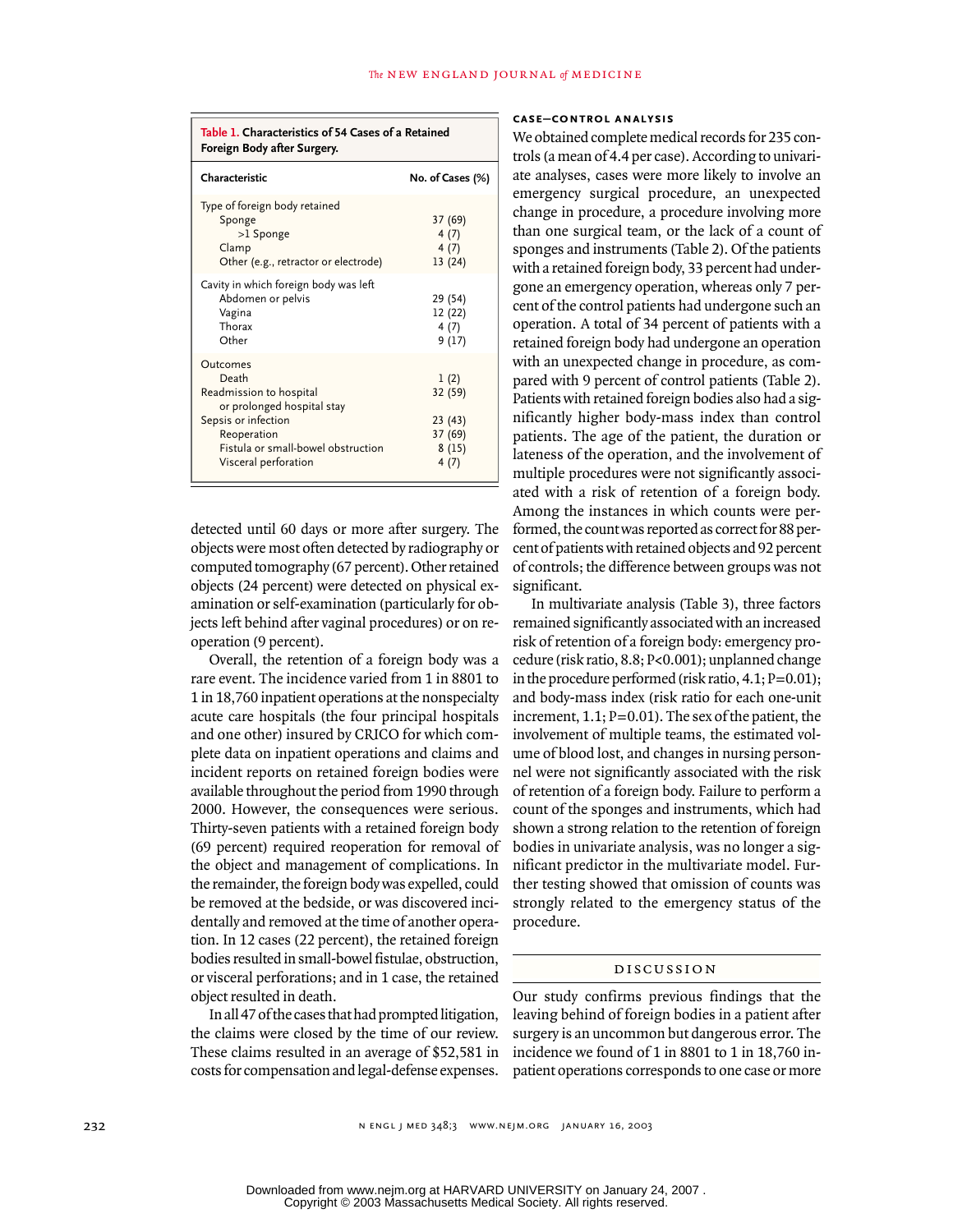**Table 1. Characteristics of 54 Cases of a Retained Foreign Body after Surgery.**

| Characteristic | No. of Cases (%) |
|---|---|
| Type of foreign body retained | |
| Sponge | 37 (69) |
| >1 Sponge | 4 (7) |
| Clamp | 4 (7) |
| Other (e.g., retractor or electrode) | 13 (24) |
| Cavity in which foreign body was left | |
| Abdomen or pelvis | 29 (54) |
| Vagina | 12 (22) |
| Thorax | 4 (7) |
| Other | 9 (17) |
| Outcomes | |
| Death | 1 (2) |
| Readmission to hospital or prolonged hospital stay | 32 (59) |
| Sepsis or infection | 23 (43) |
| Reoperation | 37 (69) |
| Fistula or small-bowel obstruction | 8 (15) |
| Visceral perforation | 4 (7) |

detected until 60 days or more after surgery. The objects were most often detected by radiography or computed tomography (67 percent). Other retained objects (24 percent) were detected on physical examination or self-examination (particularly for objects left behind after vaginal procedures) or on reoperation (9 percent).

Overall, the retention of a foreign body was a rare event. The incidence varied from 1 in 8801 to 1 in 18,760 inpatient operations at the nonspecialty acute care hospitals (the four principal hospitals and one other) insured by CRICO for which complete data on inpatient operations and claims and incident reports on retained foreign bodies were available throughout the period from 1990 through 2000. However, the consequences were serious. Thirty-seven patients with a retained foreign body (69 percent) required reoperation for removal of the object and management of complications. In the remainder, the foreign body was expelled, could be removed at the bedside, or was discovered incidentally and removed at the time of another operation. In 12 cases (22 percent), the retained foreign bodies resulted in small-bowel fistulae, obstruction, or visceral perforations; and in 1 case, the retained object resulted in death.

In all 47 of the cases that had prompted litigation, the claims were closed by the time of our review. These claims resulted in an average of $52,581 in costs for compensation and legal-defense expenses.

### CASE–CONTROL ANALYSIS

We obtained complete medical records for 235 controls (a mean of 4.4 per case). According to univariate analyses, cases were more likely to involve an emergency surgical procedure, an unexpected change in procedure, a procedure involving more than one surgical team, or the lack of a count of sponges and instruments (Table 2). Of the patients with a retained foreign body, 33 percent had undergone an emergency operation, whereas only 7 percent of the control patients had undergone such an operation. A total of 34 percent of patients with a retained foreign body had undergone an operation with an unexpected change in procedure, as compared with 9 percent of control patients (Table 2). Patients with retained foreign bodies also had a significantly higher body-mass index than control patients. The age of the patient, the duration or lateness of the operation, and the involvement of multiple procedures were not significantly associated with a risk of retention of a foreign body. Among the instances in which counts were performed, the count was reported as correct for 88 percent of patients with retained objects and 92 percent of controls; the difference between groups was not significant.

In multivariate analysis (Table 3), three factors remained significantly associated with an increased risk of retention of a foreign body: emergency procedure (risk ratio, 8.8; $P<0.001$); unplanned change in the procedure performed (risk ratio, 4.1; $P=0.01$); and body-mass index (risk ratio for each one-unit increment, 1.1; $P=0.01$). The sex of the patient, the involvement of multiple teams, the estimated volume of blood lost, and changes in nursing personnel were not significantly associated with the risk of retention of a foreign body. Failure to perform a count of the sponges and instruments, which had shown a strong relation to the retention of foreign bodies in univariate analysis, was no longer a significant predictor in the multivariate model. Further testing showed that omission of counts was strongly related to the emergency status of the procedure.

## DISCUSSION

Our study confirms previous findings that the leaving behind of foreign bodies in a patient after surgery is an uncommon but dangerous error. The incidence we found of 1 in 8801 to 1 in 18,760 inpatient operations corresponds to one case or more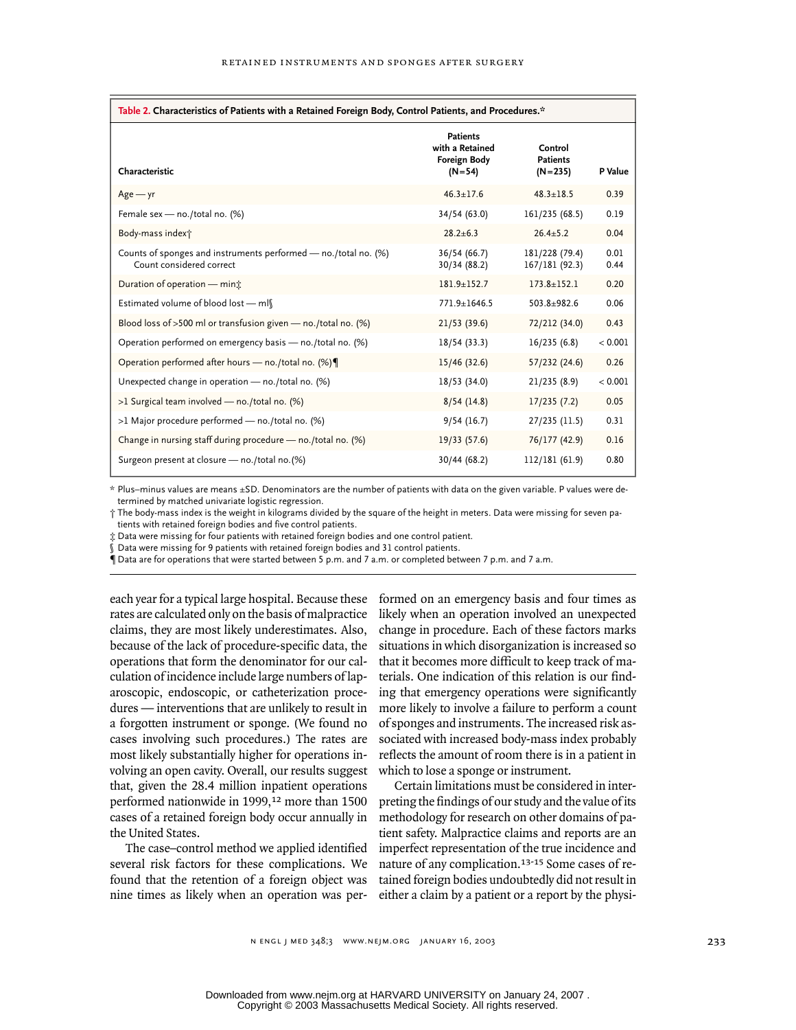**Table 2. Characteristics of Patients with a Retained Foreign Body, Control Patients, and Procedures.***

| Characteristic | Patients with a Retained Foreign Body (N=54) | Control Patients (N=235) | P Value |
|---|---|---|---|
| Age — yr | 46.3±17.6 | 48.3±18.5 | 0.39 |
| Female sex — no./total no. (%) | 34/54 (63.0) | 161/235 (68.5) | 0.19 |
| Body-mass index† | 28.2±6.3 | 26.4±5.2 | 0.04 |
| Counts of sponges and instruments performed — no./total no. (%) | 36/54 (66.7) | 181/228 (79.4) | 0.01 |
| Count considered correct | 30/34 (88.2) | 167/181 (92.3) | 0.44 |
| Duration of operation — min‡ | 181.9±152.7 | 173.8±152.1 | 0.20 |
| Estimated volume of blood lost — ml§ | 771.9±1646.5 | 503.8±982.6 | 0.06 |
| Blood loss of >500 ml or transfusion given — no./total no. (%) | 21/53 (39.6) | 72/212 (34.0) | 0.43 |
| Operation performed on emergency basis — no./total no. (%) | 18/54 (33.3) | 16/235 (6.8) | <0.001 |
| Operation performed after hours — no./total no. (%)¶ | 15/46 (32.6) | 57/232 (24.6) | 0.26 |
| Unexpected change in operation — no./total no. (%) | 18/53 (34.0) | 21/235 (8.9) | <0.001 |
| >1 Surgical team involved — no./total no. (%) | 8/54 (14.8) | 17/235 (7.2) | 0.05 |
| >1 Major procedure performed — no./total no. (%) | 9/54 (16.7) | 27/235 (11.5) | 0.31 |
| Change in nursing staff during procedure — no./total no. (%) | 19/33 (57.6) | 76/177 (42.9) | 0.16 |
| Surgeon present at closure — no./total no.(%) | 30/44 (68.2) | 112/181 (61.9) | 0.80 |

\* Plus–minus values are means ±SD. Denominators are the number of patients with data on the given variable. P values were determined by matched univariate logistic regression.

† The body-mass index is the weight in kilograms divided by the square of the height in meters. Data were missing for seven patients with retained foreign bodies and five control patients.

‡ Data were missing for four patients with retained foreign bodies and one control patient.

§ Data were missing for 9 patients with retained foreign bodies and 31 control patients.

¶ Data are for operations that were started between 5 p.m. and 7 a.m. or completed between 7 p.m. and 7 a.m.

each year for a typical large hospital. Because these rates are calculated only on the basis of malpractice claims, they are most likely underestimates. Also, because of the lack of procedure-specific data, the operations that form the denominator for our calculation of incidence include large numbers of laparoscopic, endoscopic, or catheterization procedures — interventions that are unlikely to result in a forgotten instrument or sponge. (We found no cases involving such procedures.) The rates are most likely substantially higher for operations involving an open cavity. Overall, our results suggest that, given the 28.4 million inpatient operations performed nationwide in 1999,[12] more than 1500 cases of a retained foreign body occur annually in the United States.

The case–control method we applied identified several risk factors for these complications. We found that the retention of a foreign object was nine times as likely when an operation was performed on an emergency basis and four times as likely when an operation involved an unexpected change in procedure. Each of these factors marks situations in which disorganization is increased so that it becomes more difficult to keep track of materials. One indication of this relation is our finding that emergency operations were significantly more likely to involve a failure to perform a count of sponges and instruments. The increased risk associated with increased body-mass index probably reflects the amount of room there is in a patient in which to lose a sponge or instrument.

Certain limitations must be considered in interpreting the findings of our study and the value of its methodology for research on other domains of patient safety. Malpractice claims and reports are an imperfect representation of the true incidence and nature of any complication.[13-15] Some cases of retained foreign bodies undoubtedly did not result in either a claim by a patient or a report by the physi-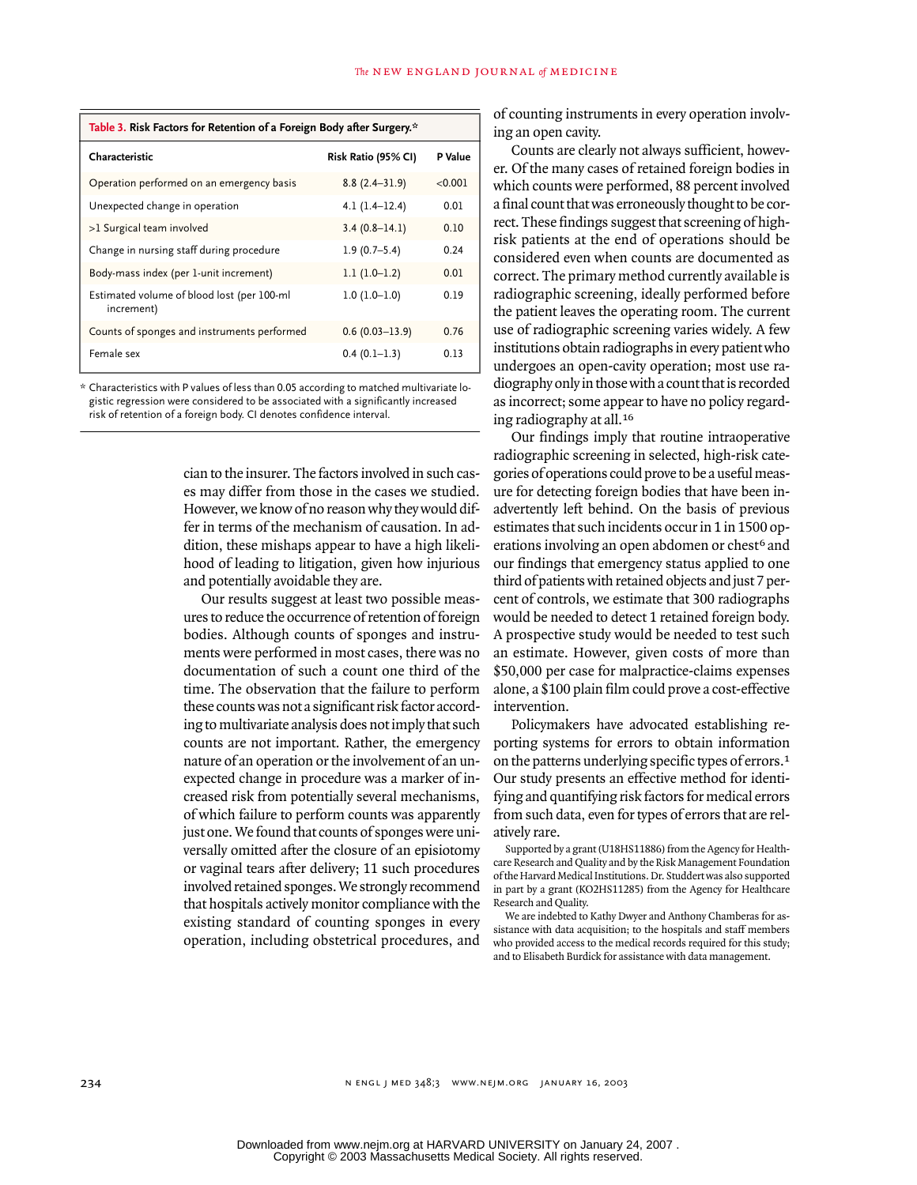**Table 3. Risk Factors for Retention of a Foreign Body after Surgery.***

| Characteristic | Risk Ratio (95% CI) | P Value |
|---|---|---|
| Operation performed on an emergency basis | 8.8 (2.4–31.9) | <0.001 |
| Unexpected change in operation | 4.1 (1.4–12.4) | 0.01 |
| >1 Surgical team involved | 3.4 (0.8–14.1) | 0.10 |
| Change in nursing staff during procedure | 1.9 (0.7–5.4) | 0.24 |
| Body-mass index (per 1-unit increment) | 1.1 (1.0–1.2) | 0.01 |
| Estimated volume of blood lost (per 100-ml increment) | 1.0 (1.0–1.0) | 0.19 |
| Counts of sponges and instruments performed | 0.6 (0.03–13.9) | 0.76 |
| Female sex | 0.4 (0.1–1.3) | 0.13 |

\* Characteristics with P values of less than 0.05 according to matched multivariate logistic regression were considered to be associated with a significantly increased risk of retention of a foreign body. CI denotes confidence interval.

cian to the insurer. The factors involved in such cases may differ from those in the cases we studied. However, we know of no reason why they would differ in terms of the mechanism of causation. In addition, these mishaps appear to have a high likelihood of leading to litigation, given how injurious and potentially avoidable they are.

Our results suggest at least two possible measures to reduce the occurrence of retention of foreign bodies. Although counts of sponges and instruments were performed in most cases, there was no documentation of such a count one third of the time. The observation that the failure to perform these counts was not a significant risk factor according to multivariate analysis does not imply that such counts are not important. Rather, the emergency nature of an operation or the involvement of an unexpected change in procedure was a marker of increased risk from potentially several mechanisms, of which failure to perform counts was apparently just one. We found that counts of sponges were universally omitted after the closure of an episiotomy or vaginal tears after delivery; 11 such procedures involved retained sponges. We strongly recommend that hospitals actively monitor compliance with the existing standard of counting sponges in every operation, including obstetrical procedures, and of counting instruments in every operation involving an open cavity.

Counts are clearly not always sufficient, however. Of the many cases of retained foreign bodies in which counts were performed, 88 percent involved a final count that was erroneously thought to be correct. These findings suggest that screening of high-risk patients at the end of operations should be considered even when counts are documented as correct. The primary method currently available is radiographic screening, ideally performed before the patient leaves the operating room. The current use of radiographic screening varies widely. A few institutions obtain radiographs in every patient who undergoes an open-cavity operation; most use radiography only in those with a count that is recorded as incorrect; some appear to have no policy regarding radiography at all.[16]

Our findings imply that routine intraoperative radiographic screening in selected, high-risk categories of operations could prove to be a useful measure for detecting foreign bodies that have been inadvertently left behind. On the basis of previous estimates that such incidents occur in 1 in 1500 operations involving an open abdomen or chest[6] and our findings that emergency status applied to one third of patients with retained objects and just 7 percent of controls, we estimate that 300 radiographs would be needed to detect 1 retained foreign body. A prospective study would be needed to test such an estimate. However, given costs of more than $50,000 per case for malpractice-claims expenses alone, a $100 plain film could prove a cost-effective intervention.

Policymakers have advocated establishing reporting systems for errors to obtain information on the patterns underlying specific types of errors.[1] Our study presents an effective method for identifying and quantifying risk factors for medical errors from such data, even for types of errors that are relatively rare.

Supported by a grant (U18HS11886) from the Agency for Healthcare Research and Quality and by the Risk Management Foundation of the Harvard Medical Institutions. Dr. Studdert was also supported in part by a grant (KO2HS11285) from the Agency for Healthcare Research and Quality.

We are indebted to Kathy Dwyer and Anthony Chamberas for assistance with data acquisition; to the hospitals and staff members who provided access to the medical records required for this study; and to Elisabeth Burdick for assistance with data management.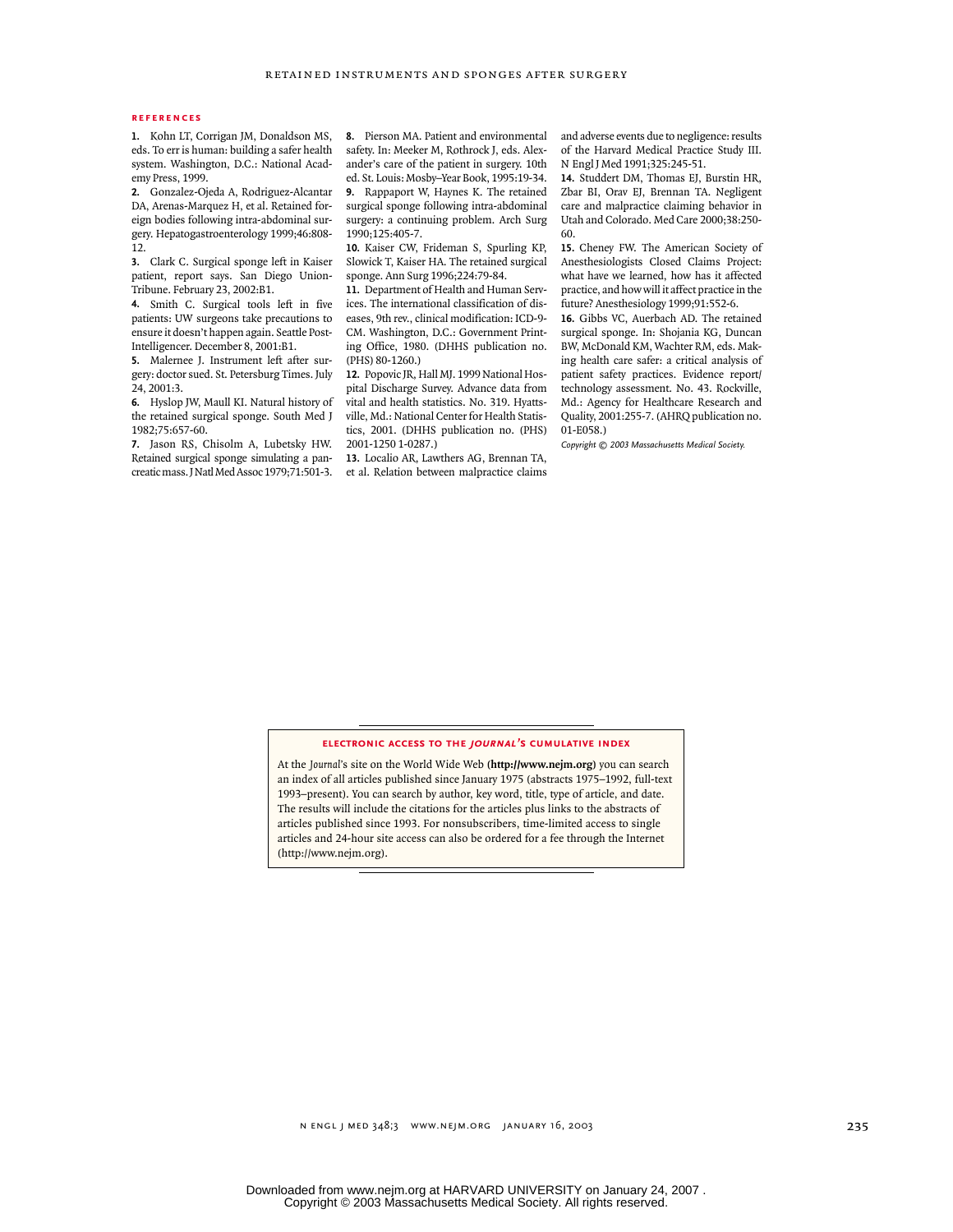## References

1. Kohn LT, Corrigan JM, Donaldson MS, eds. To err is human: building a safer health system. Washington, D.C.: National Academy Press, 1999.
2. Gonzalez-Ojeda A, Rodriguez-Alcantar DA, Arenas-Marquez H, et al. Retained foreign bodies following intra-abdominal surgery. Hepatogastroenterology 1999;46:808-12.
3. Clark C. Surgical sponge left in Kaiser patient, report says. San Diego Union-Tribune. February 23, 2002:B1.
4. Smith C. Surgical tools left in five patients: UW surgeons take precautions to ensure it doesn't happen again. Seattle Post-Intelligencer. December 8, 2001:B1.
5. Malernee J. Instrument left after surgery: doctor sued. St. Petersburg Times. July 24, 2001:3.
6. Hyslop JW, Maull KI. Natural history of the retained surgical sponge. South Med J 1982;75:657-60.
7. Jason RS, Chisolm A, Lubetsky HW. Retained surgical sponge simulating a pancreatic mass. J Natl Med Assoc 1979;71:501-3.
8. Pierson MA. Patient and environmental safety. In: Meeker M, Rothrock J, eds. Alexander's care of the patient in surgery. 10th ed. St. Louis: Mosby–Year Book, 1995:19-34.
9. Rappaport W, Haynes K. The retained surgical sponge following intra-abdominal surgery: a continuing problem. Arch Surg 1990;125:405-7.
10. Kaiser CW, Frideman S, Spurling KP, Slowick T, Kaiser HA. The retained surgical sponge. Ann Surg 1996;224:79-84.
11. Department of Health and Human Services. The international classification of diseases, 9th rev., clinical modification: ICD-9-CM. Washington, D.C.: Government Printing Office, 1980. (DHHS publication no. (PHS) 80-1260.)
12. Popovic JR, Hall MJ. 1999 National Hospital Discharge Survey. Advance data from vital and health statistics. No. 319. Hyattsville, Md.: National Center for Health Statistics, 2001. (DHHS publication no. (PHS) 2001-1250 1-0287.)
13. Localio AR, Lawthers AG, Brennan TA, et al. Relation between malpractice claims and adverse events due to negligence: results of the Harvard Medical Practice Study III. N Engl J Med 1991;325:245-51.
14. Studdert DM, Thomas EJ, Burstin HR, Zbar BI, Orav EJ, Brennan TA. Negligent care and malpractice claiming behavior in Utah and Colorado. Med Care 2000;38:250-60.
15. Cheney FW. The American Society of Anesthesiologists Closed Claims Project: what have we learned, how has it affected practice, and how will it affect practice in the future? Anesthesiology 1999;91:552-6.
16. Gibbs VC, Auerbach AD. The retained surgical sponge. In: Shojania KG, Duncan BW, McDonald KM, Wachter RM, eds. Making health care safer: a critical analysis of patient safety practices. Evidence report/technology assessment. No. 43. Rockville, Md.: Agency for Healthcare Research and Quality, 2001:255-7. (AHRQ publication no. 01-E058.)

*Copyright © 2003 Massachusetts Medical Society.*

### Electronic Access to the *Journal's* Cumulative Index

At the *Journal*'s site on the World Wide Web (**http://www.nejm.org**) you can search an index of all articles published since January 1975 (abstracts 1975–1992, full-text 1993–present). You can search by author, key word, title, type of article, and date. The results will include the citations for the articles plus links to the abstracts of articles published since 1993. For nonsubscribers, time-limited access to single articles and 24-hour site access can also be ordered for a fee through the Internet (http://www.nejm.org).